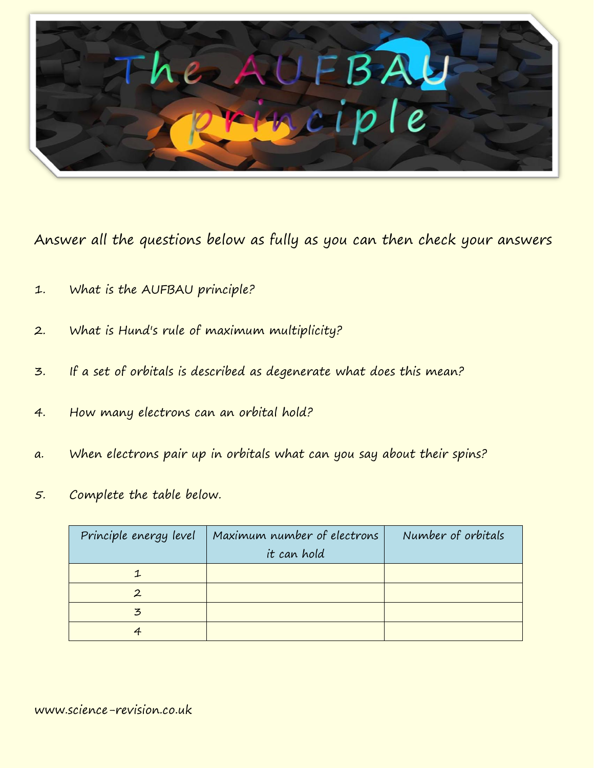# The AUFBAU principle

Answer all the questions below as fully as you can then check your answers

1. What is the AUFBAU principle?

2. What is Hund's rule of maximum multiplicity?

3. If a set of orbitals is described as degenerate what does this mean?

4. How many electrons can an orbital hold?

a. When electrons pair up in orbitals what can you say about their spins?

5. Complete the table below.

| Principle energy level | Maximum number of electrons it can hold | Number of orbitals |
|---|---|---|
| 1 | | |
| 2 | | |
| 3 | | |
| 4 | | |

www.science-revision.co.uk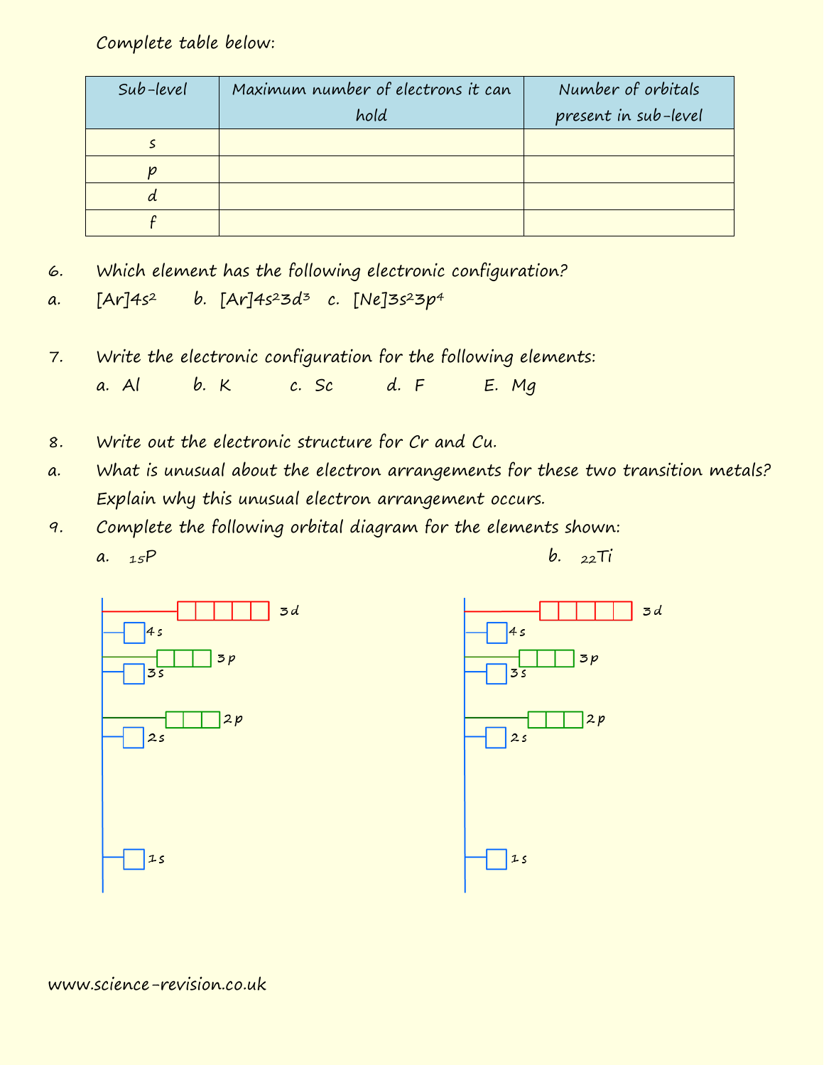Complete table below:

| Sub-level | Maximum number of electrons it can hold | Number of orbitals present in sub-level |
|---|---|---|
| s | | |
| p | | |
| d | | |
| f | | |

6. Which element has the following electronic configuration?

a. $[Ar]4s^2$ b. $[Ar]4s^23d^3$ c. $[Ne]3s^23p^4$

7. Write the electronic configuration for the following elements:

a. Al b. K c. Sc d. F E. Mg

8. Write out the electronic structure for Cr and Cu.

a. What is unusual about the electron arrangements for these two transition metals? Explain why this unusual electron arrangement occurs.

9. Complete the following orbital diagram for the elements shown:

a. $_{15}P$

b. $_{22}Ti$

| Sub-level | Boxes |
|---|---|
| 3d | □□□□□ |
| 4s | □ |
| 3p | □□□ |
| 3s | □ |
| 2p | □□□ |
| 2s | □ |
| 1s | □ |

| Sub-level | Boxes |
|---|---|
| 3d | □□□□□ |
| 4s | □ |
| 3p | □□□ |
| 3s | □ |
| 2p | □□□ |
| 2s | □ |
| 1s | □ |

www.science-revision.co.uk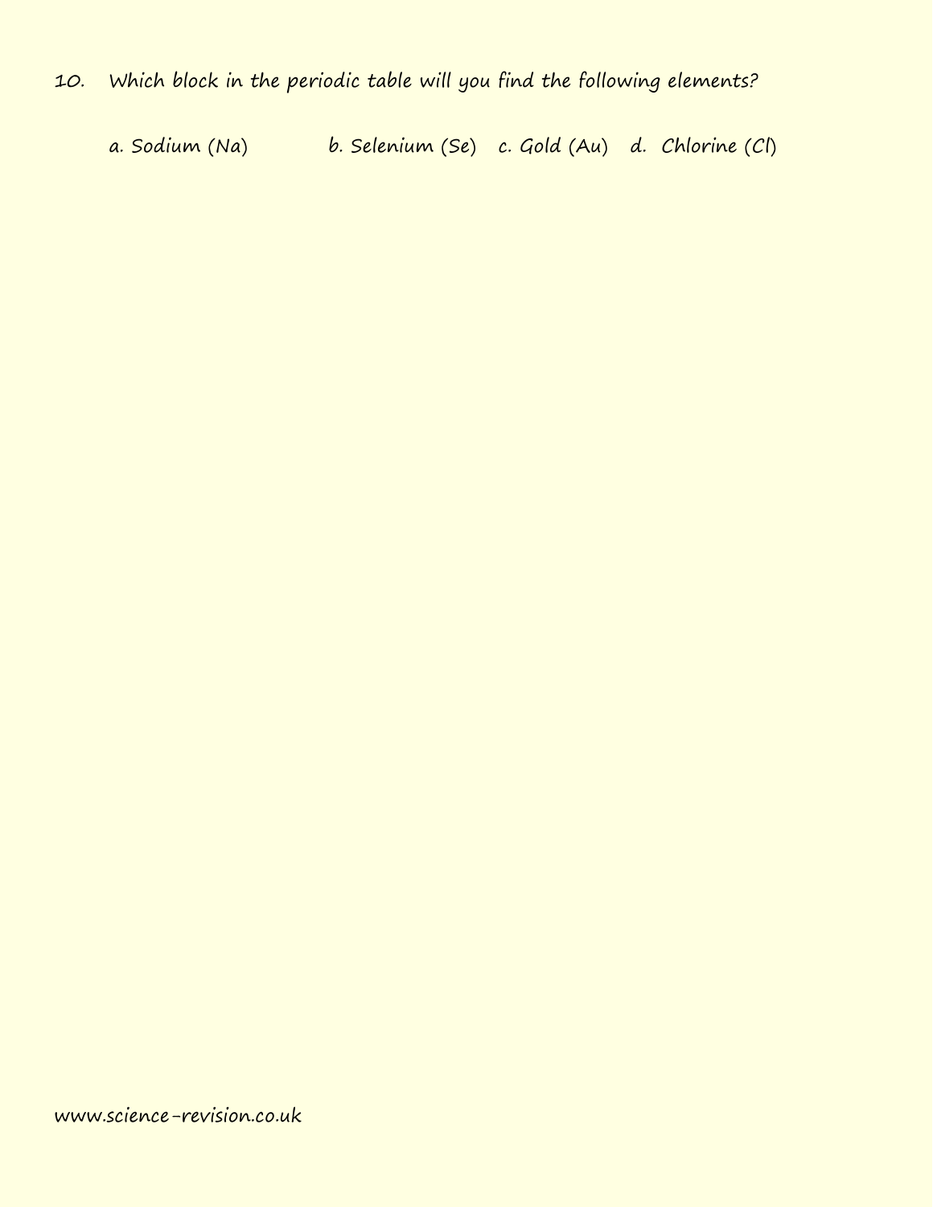10. Which block in the periodic table will you find the following elements?

a. Sodium (Na) b. Selenium (Se) c. Gold (Au) d. Chlorine (Cl)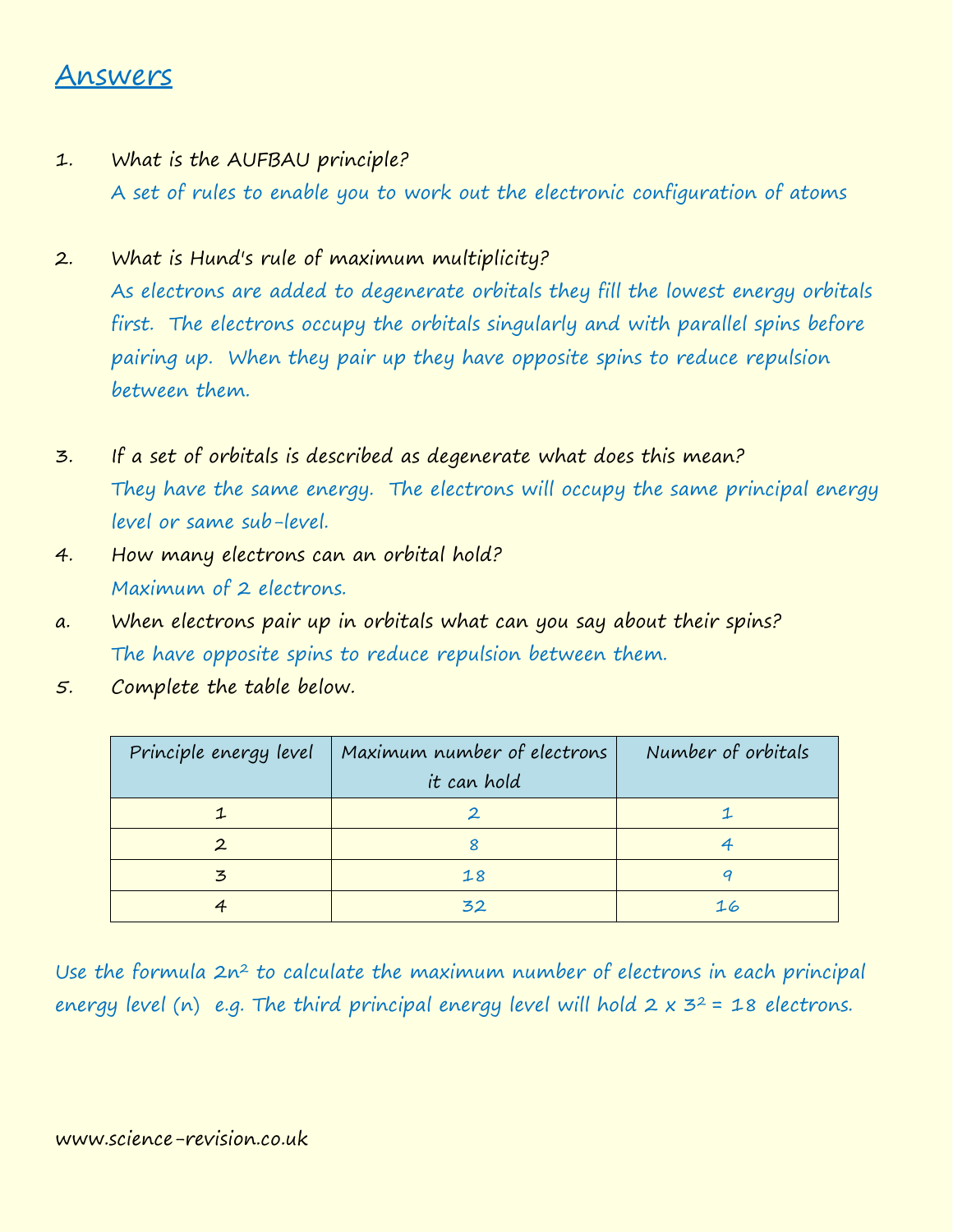# Answers

1. What is the AUFBAU principle?

   A set of rules to enable you to work out the electronic configuration of atoms

2. What is Hund's rule of maximum multiplicity?

   As electrons are added to degenerate orbitals they fill the lowest energy orbitals first. The electrons occupy the orbitals singularly and with parallel spins before pairing up. When they pair up they have opposite spins to reduce repulsion between them.

3. If a set of orbitals is described as degenerate what does this mean?

   They have the same energy. The electrons will occupy the same principal energy level or same sub-level.

4. How many electrons can an orbital hold?

   Maximum of 2 electrons.

a. When electrons pair up in orbitals what can you say about their spins?

   The have opposite spins to reduce repulsion between them.

5. Complete the table below.

| Principle energy level | Maximum number of electrons it can hold | Number of orbitals |
|---|---|---|
| 1 | 2 | 1 |
| 2 | 8 | 4 |
| 3 | 18 | 9 |
| 4 | 32 | 16 |

Use the formula $2n^2$ to calculate the maximum number of electrons in each principal energy level (n) e.g. The third principal energy level will hold $2 \times 3^2 = 18$ electrons.

www.science-revision.co.uk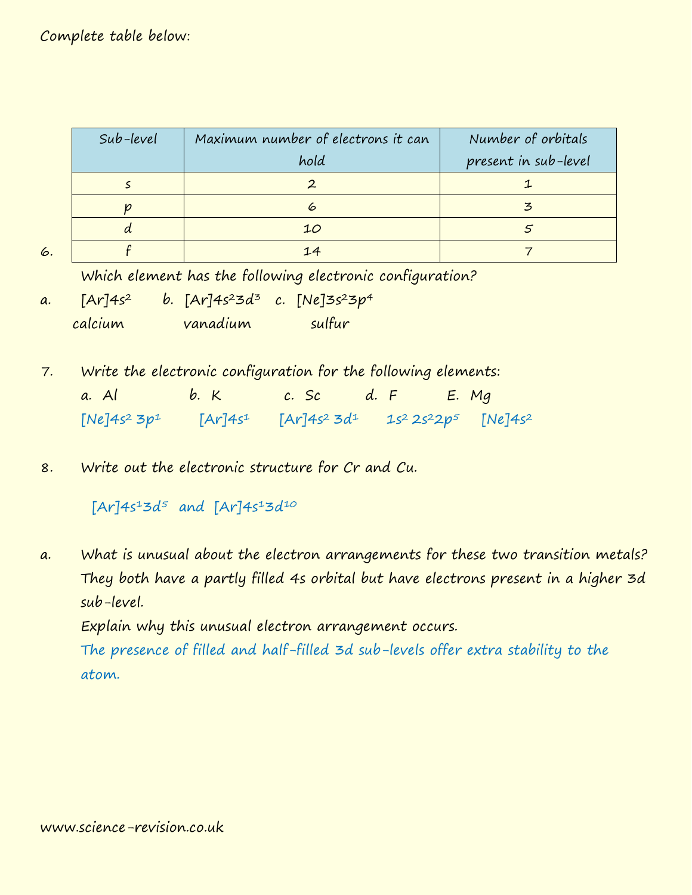Complete table below:

6.

| Sub-level | Maximum number of electrons it can hold | Number of orbitals present in sub-level |
|---|---|---|
| s | 2 | 1 |
| p | 6 | 3 |
| d | 10 | 5 |
| f | 14 | 7 |

Which element has the following electronic configuration?

a. $[Ar]4s^2$ b. $[Ar]4s^2 3d^3$ c. $[Ne]3s^2 3p^4$

calcium vanadium sulfur

7. Write the electronic configuration for the following elements:

a. Al b. K c. Sc d. F E. Mg

$[Ne]4s^2 3p^1$ $[Ar]4s^1$ $[Ar]4s^2 3d^1$ $1s^2 2s^2 2p^5$ $[Ne]4s^2$

8. Write out the electronic structure for Cr and Cu.

$[Ar]4s^1 3d^5$ and $[Ar]4s^1 3d^{10}$

a. What is unusual about the electron arrangements for these two transition metals?
They both have a partly filled 4s orbital but have electrons present in a higher 3d sub-level.
Explain why this unusual electron arrangement occurs.
The presence of filled and half-filled 3d sub-levels offer extra stability to the atom.

www.science-revision.co.uk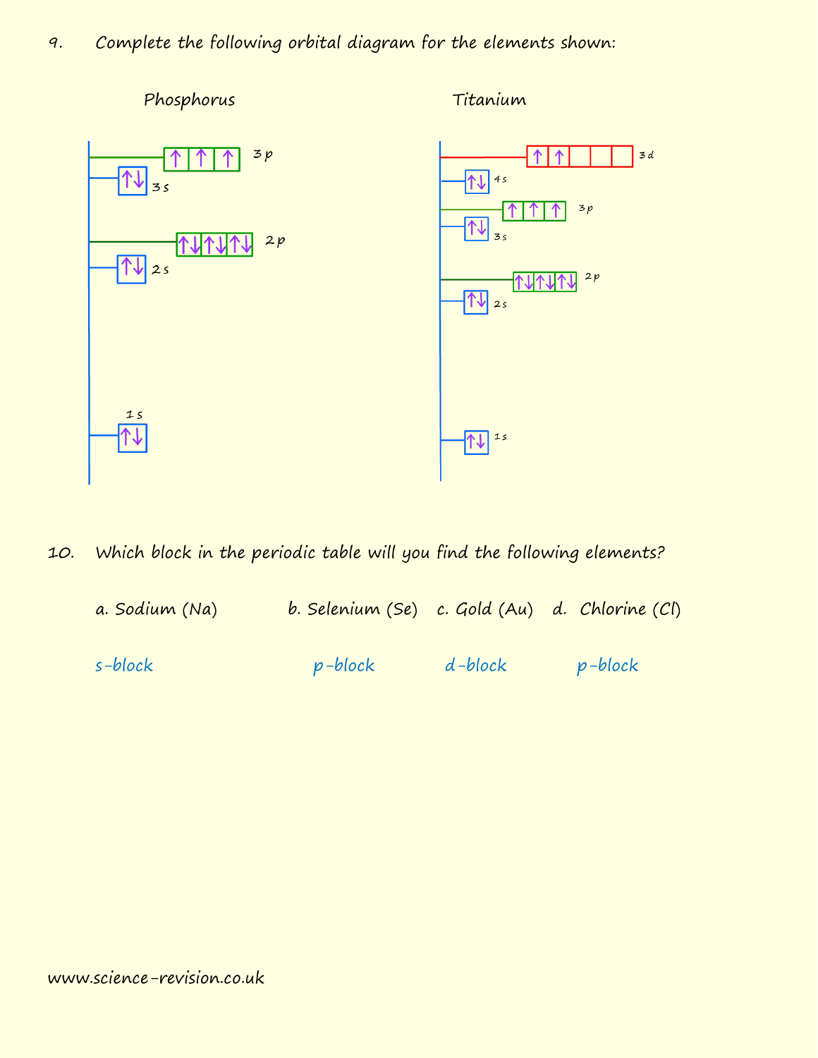9. Complete the following orbital diagram for the elements shown:

Phosphorus

3p ↑ ↑ ↑
3s ↑↓
2p ↑↓ ↑↓ ↑↓
2s ↑↓
1s ↑↓

Titanium

3d ↑ ↑
4s ↑↓
3p ↑ ↑ ↑
3s ↑↓
2p ↑↓ ↑↓ ↑↓
2s ↑↓
1s ↑↓

10. Which block in the periodic table will you find the following elements?

| a. Sodium (Na) | b. Selenium (Se) | c. Gold (Au) | d. Chlorine (Cl) |
| --- | --- | --- | --- |
| s-block | p-block | d-block | p-block |

www.science-revision.co.uk